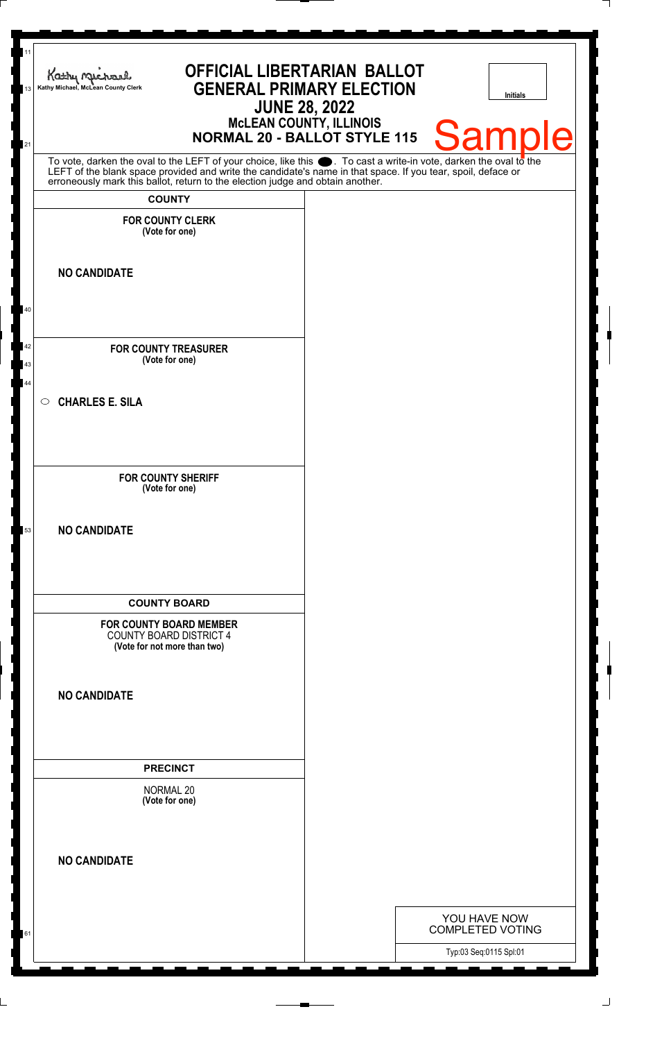Kathy Michael, McLean County Clerk

# OFFICIAL LIBERTARIAN BALLOT
## GENERAL PRIMARY ELECTION
## JUNE 28, 2022
### McLEAN COUNTY, ILLINOIS
### NORMAL 20 - BALLOT STYLE 115

Initials

Sample

To vote, darken the oval to the LEFT of your choice, like this ●. To cast a write-in vote, darken the oval to the LEFT of the blank space provided and write the candidate's name in that space. If you tear, spoil, deface or erroneously mark this ballot, return to the election judge and obtain another.

**COUNTY**

**FOR COUNTY CLERK**
**(Vote for one)**

**NO CANDIDATE**

**FOR COUNTY TREASURER**
**(Vote for one)**

○ **CHARLES E. SILA**

**FOR COUNTY SHERIFF**
**(Vote for one)**

**NO CANDIDATE**

**COUNTY BOARD**

**FOR COUNTY BOARD MEMBER**
COUNTY BOARD DISTRICT 4
**(Vote for not more than two)**

**NO CANDIDATE**

**PRECINCT**

NORMAL 20
**(Vote for one)**

**NO CANDIDATE**

YOU HAVE NOW COMPLETED VOTING

Typ:03 Seq:0115 Spl:01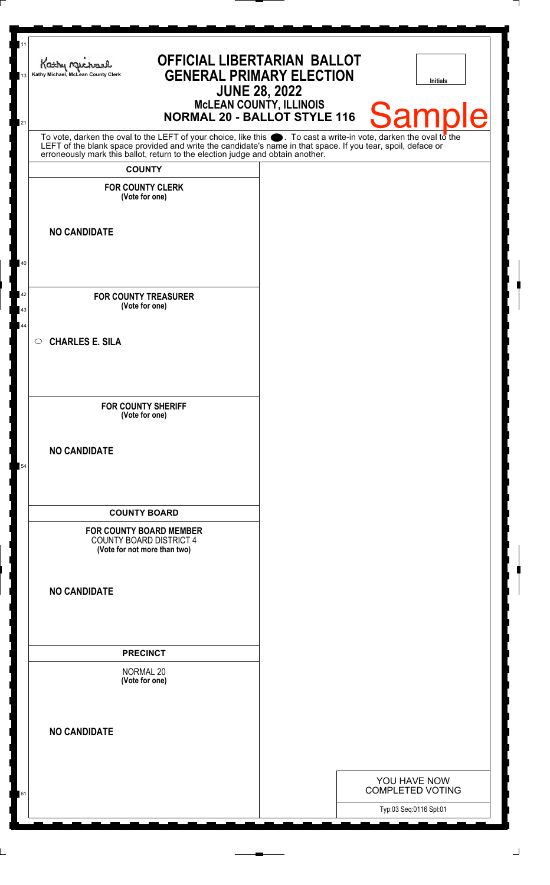Kathy Michael, McLean County Clerk

# OFFICIAL LIBERTARIAN BALLOT
## GENERAL PRIMARY ELECTION
## JUNE 28, 2022
### McLEAN COUNTY, ILLINOIS
### NORMAL 20 - BALLOT STYLE 116

Initials

Sample

To vote, darken the oval to the LEFT of your choice, like this ⬬. To cast a write-in vote, darken the oval to the LEFT of the blank space provided and write the candidate's name in that space. If you tear, spoil, deface or erroneously mark this ballot, return to the election judge and obtain another.

**COUNTY**

**FOR COUNTY CLERK**
**(Vote for one)**

**NO CANDIDATE**

**FOR COUNTY TREASURER**
**(Vote for one)**

○ **CHARLES E. SILA**

**FOR COUNTY SHERIFF**
**(Vote for one)**

**NO CANDIDATE**

**COUNTY BOARD**

**FOR COUNTY BOARD MEMBER**
COUNTY BOARD DISTRICT 4
**(Vote for not more than two)**

**NO CANDIDATE**

**PRECINCT**

NORMAL 20
**(Vote for one)**

**NO CANDIDATE**

YOU HAVE NOW COMPLETED VOTING

Typ:03 Seq:0116 Spl:01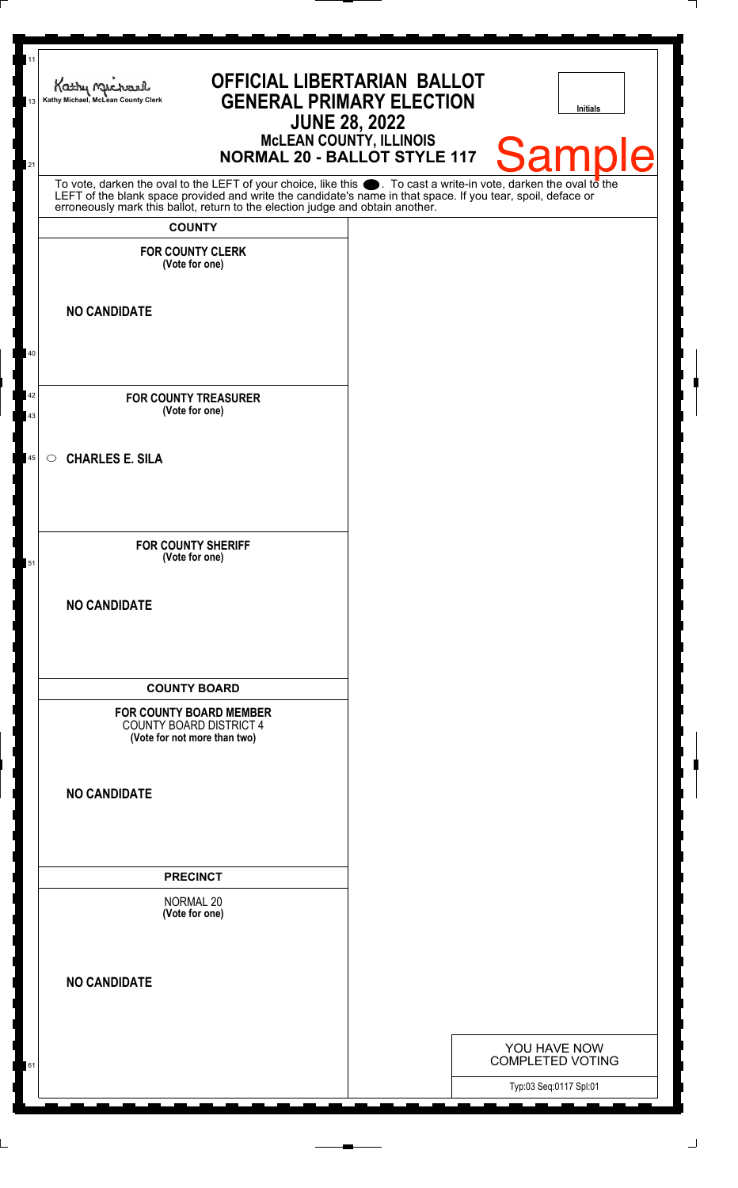Kathy Michael, McLean County Clerk

# OFFICIAL LIBERTARIAN BALLOT
## GENERAL PRIMARY ELECTION
## JUNE 28, 2022
### McLEAN COUNTY, ILLINOIS
### NORMAL 20 - BALLOT STYLE 117

Initials

Sample

To vote, darken the oval to the LEFT of your choice, like this ⬬. To cast a write-in vote, darken the oval to the LEFT of the blank space provided and write the candidate's name in that space. If you tear, spoil, deface or erroneously mark this ballot, return to the election judge and obtain another.

**COUNTY**

**FOR COUNTY CLERK**
**(Vote for one)**

**NO CANDIDATE**

**FOR COUNTY TREASURER**
**(Vote for one)**

○ **CHARLES E. SILA**

**FOR COUNTY SHERIFF**
**(Vote for one)**

**NO CANDIDATE**

**COUNTY BOARD**

**FOR COUNTY BOARD MEMBER**
COUNTY BOARD DISTRICT 4
**(Vote for not more than two)**

**NO CANDIDATE**

**PRECINCT**

NORMAL 20
**(Vote for one)**

**NO CANDIDATE**

YOU HAVE NOW COMPLETED VOTING

Typ:03 Seq:0117 Spl:01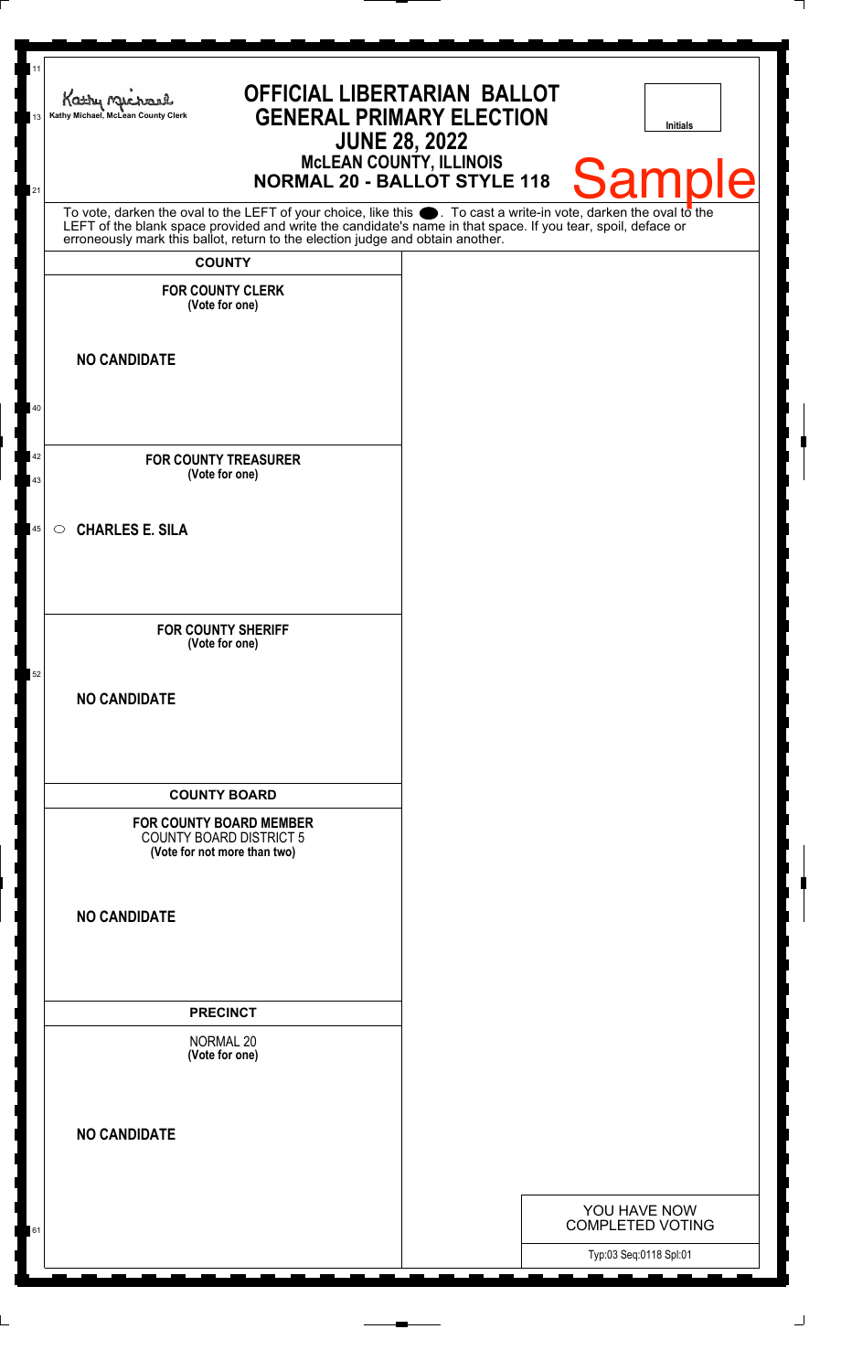Kathy Michael, McLean County Clerk

# OFFICIAL LIBERTARIAN BALLOT
## GENERAL PRIMARY ELECTION
## JUNE 28, 2022
### McLEAN COUNTY, ILLINOIS
### NORMAL 20 - BALLOT STYLE 118

Initials

Sample

To vote, darken the oval to the LEFT of your choice, like this ⬤. To cast a write-in vote, darken the oval to the LEFT of the blank space provided and write the candidate's name in that space. If you tear, spoil, deface or erroneously mark this ballot, return to the election judge and obtain another.

**COUNTY**

**FOR COUNTY CLERK**
**(Vote for one)**

**NO CANDIDATE**

**FOR COUNTY TREASURER**
**(Vote for one)**

○ **CHARLES E. SILA**

**FOR COUNTY SHERIFF**
**(Vote for one)**

**NO CANDIDATE**

**COUNTY BOARD**

**FOR COUNTY BOARD MEMBER**
COUNTY BOARD DISTRICT 5
**(Vote for not more than two)**

**NO CANDIDATE**

**PRECINCT**

NORMAL 20
**(Vote for one)**

**NO CANDIDATE**

YOU HAVE NOW COMPLETED VOTING

Typ:03 Seq:0118 Spl:01